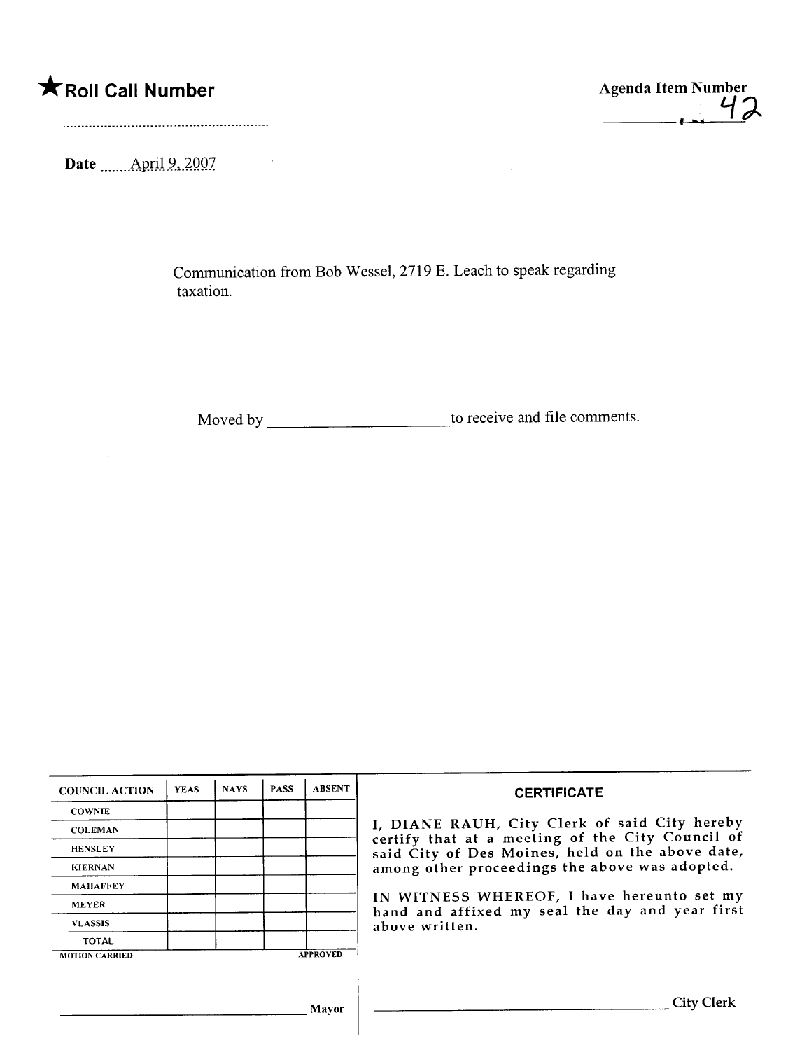★**Roll Call Number**

**Agenda Item Number**
42

Date April 9, 2007

Communication from Bob Wessel, 2719 E. Leach to speak regarding taxation.

Moved by ______________________ to receive and file comments.

| COUNCIL ACTION | YEAS | NAYS | PASS | ABSENT |
|---|---|---|---|---|
| COWNIE | | | | |
| COLEMAN | | | | |
| HENSLEY | | | | |
| KIERNAN | | | | |
| MAHAFFEY | | | | |
| MEYER | | | | |
| VLASSIS | | | | |
| TOTAL | | | | |

MOTION CARRIED APPROVED

______________________________ Mayor

**CERTIFICATE**

I, DIANE RAUH, City Clerk of said City hereby certify that at a meeting of the City Council of said City of Des Moines, held on the above date, among other proceedings the above was adopted.

IN WITNESS WHEREOF, I have hereunto set my hand and affixed my seal the day and year first above written.

______________________________ City Clerk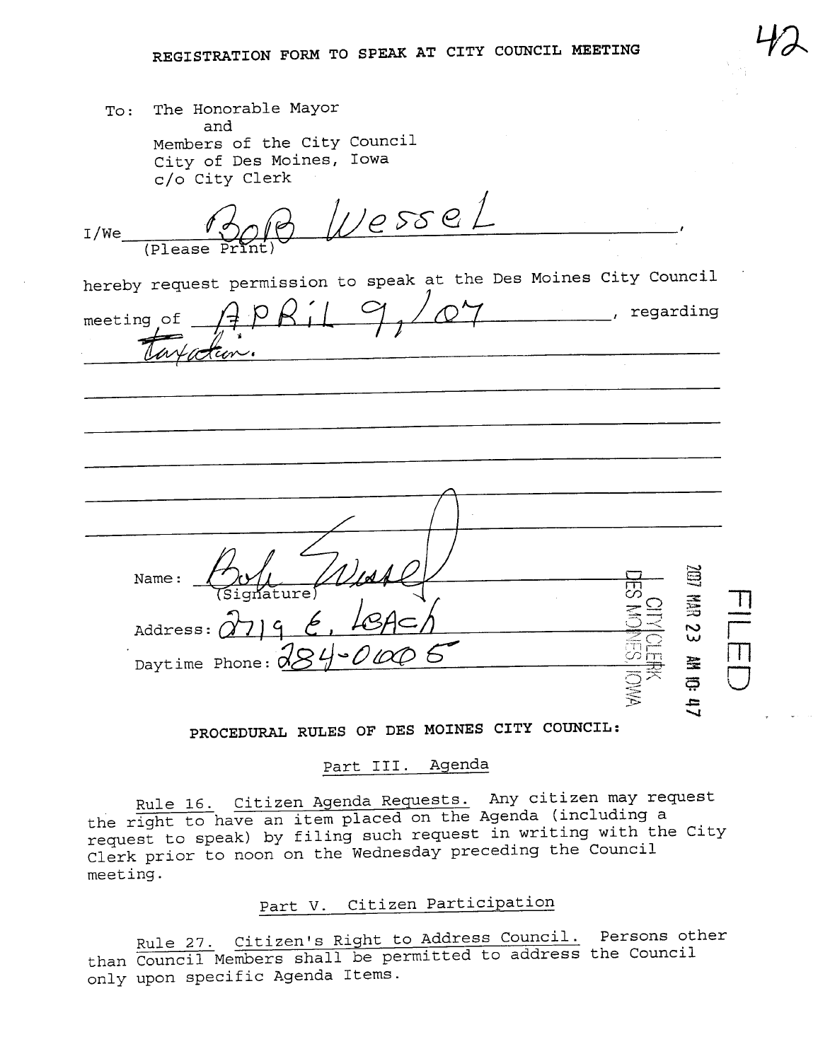42

REGISTRATION FORM TO SPEAK AT CITY COUNCIL MEETING

To: The Honorable Mayor
and
Members of the City Council
City of Des Moines, Iowa
c/o City Clerk

I/We Bob Wessel,
(Please Print)

hereby request permission to speak at the Des Moines City Council meeting of April 9, /07, regarding taxation.

Name: Bob Wessel
(Signature)

Address: 2719 E. Leach

Daytime Phone: 284-0005

FILED
2007 MAR 23 AM 10:47
CITY CLERK
DES MOINES IOWA

**PROCEDURAL RULES OF DES MOINES CITY COUNCIL:**

Part III. Agenda

Rule 16. Citizen Agenda Requests. Any citizen may request the right to have an item placed on the Agenda (including a request to speak) by filing such request in writing with the City Clerk prior to noon on the Wednesday preceding the Council meeting.

Part V. Citizen Participation

Rule 27. Citizen's Right to Address Council. Persons other than Council Members shall be permitted to address the Council only upon specific Agenda Items.